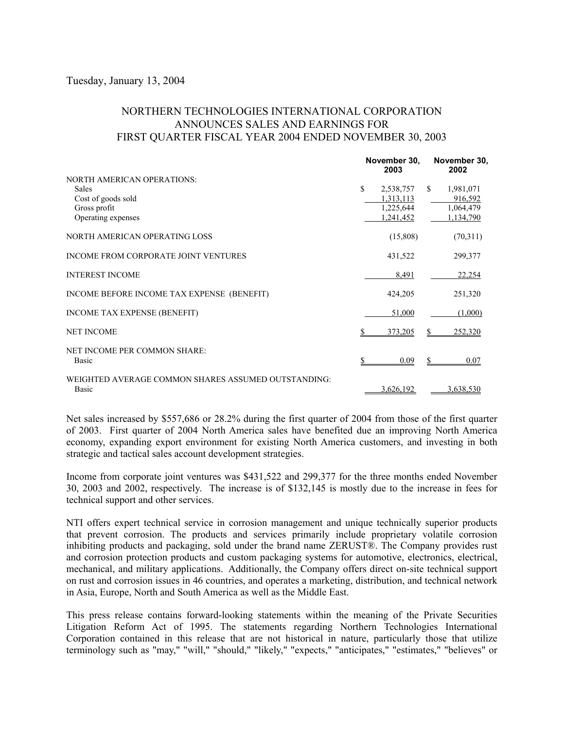Tuesday, January 13, 2004

# NORTHERN TECHNOLOGIES INTERNATIONAL CORPORATION ANNOUNCES SALES AND EARNINGS FOR FIRST QUARTER FISCAL YEAR 2004 ENDED NOVEMBER 30, 2003

| | November 30, 2003 | November 30, 2002 |
|---|---|---|
| NORTH AMERICAN OPERATIONS: | | |
| Sales | $ 2,538,757 | $ 1,981,071 |
| Cost of goods sold | 1,313,113 | 916,592 |
| Gross profit | 1,225,644 | 1,064,479 |
| Operating expenses | 1,241,452 | 1,134,790 |
| NORTH AMERICAN OPERATING LOSS | (15,808) | (70,311) |
| INCOME FROM CORPORATE JOINT VENTURES | 431,522 | 299,377 |
| INTEREST INCOME | 8,491 | 22,254 |
| INCOME BEFORE INCOME TAX EXPENSE (BENEFIT) | 424,205 | 251,320 |
| INCOME TAX EXPENSE (BENEFIT) | 51,000 | (1,000) |
| NET INCOME | $ 373,205 | $ 252,320 |
| NET INCOME PER COMMON SHARE: | | |
| Basic | $ 0.09 | $ 0.07 |
| WEIGHTED AVERAGE COMMON SHARES ASSUMED OUTSTANDING: | | |
| Basic | 3,626,192 | 3,638,530 |

Net sales increased by $557,686 or 28.2% during the first quarter of 2004 from those of the first quarter of 2003. First quarter of 2004 North America sales have benefited due an improving North America economy, expanding export environment for existing North America customers, and investing in both strategic and tactical sales account development strategies.

Income from corporate joint ventures was $431,522 and 299,377 for the three months ended November 30, 2003 and 2002, respectively. The increase is of $132,145 is mostly due to the increase in fees for technical support and other services.

NTI offers expert technical service in corrosion management and unique technically superior products that prevent corrosion. The products and services primarily include proprietary volatile corrosion inhibiting products and packaging, sold under the brand name ZERUST®. The Company provides rust and corrosion protection products and custom packaging systems for automotive, electronics, electrical, mechanical, and military applications. Additionally, the Company offers direct on-site technical support on rust and corrosion issues in 46 countries, and operates a marketing, distribution, and technical network in Asia, Europe, North and South America as well as the Middle East.

This press release contains forward-looking statements within the meaning of the Private Securities Litigation Reform Act of 1995. The statements regarding Northern Technologies International Corporation contained in this release that are not historical in nature, particularly those that utilize terminology such as "may," "will," "should," "likely," "expects," "anticipates," "estimates," "believes" or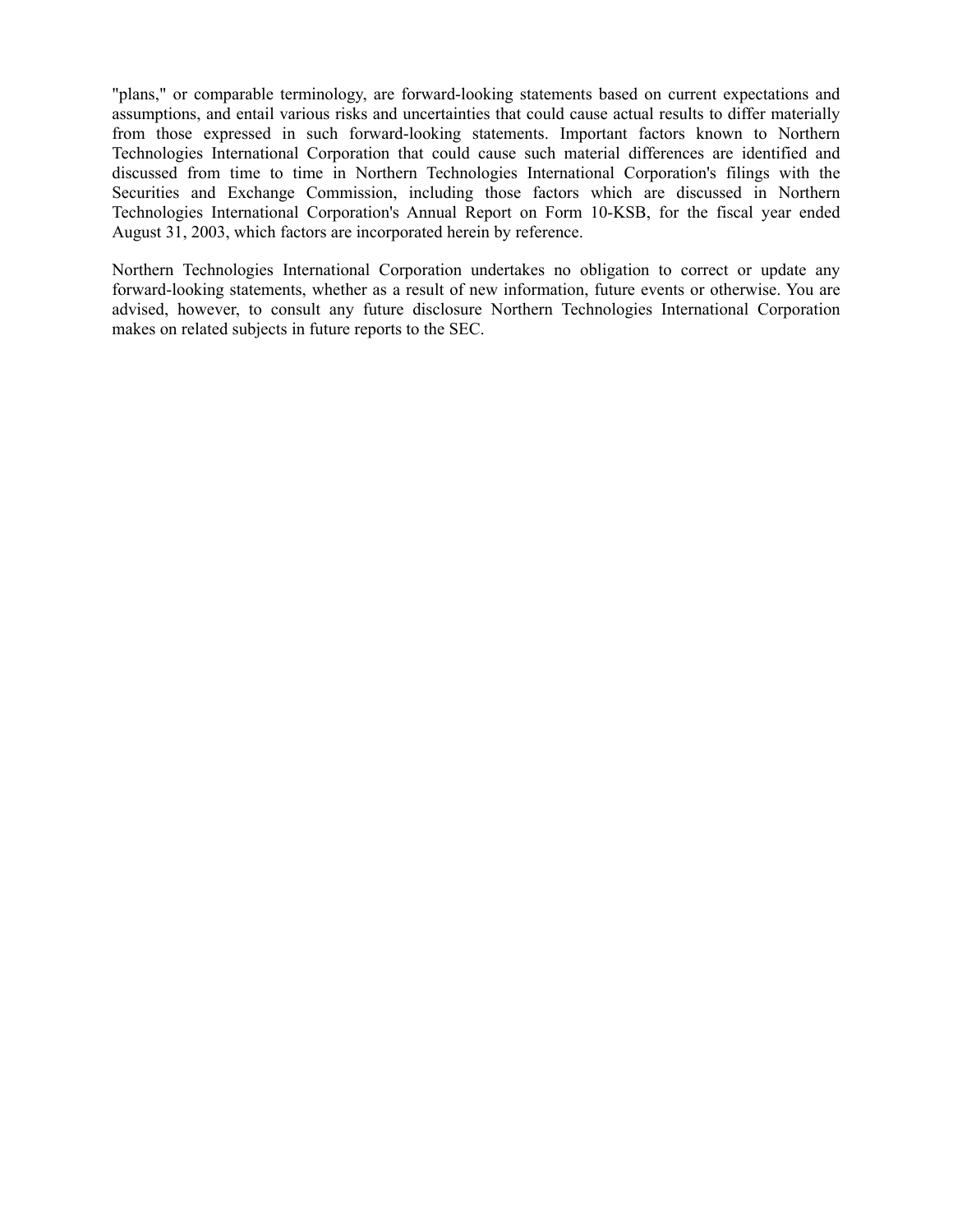"plans," or comparable terminology, are forward-looking statements based on current expectations and assumptions, and entail various risks and uncertainties that could cause actual results to differ materially from those expressed in such forward-looking statements. Important factors known to Northern Technologies International Corporation that could cause such material differences are identified and discussed from time to time in Northern Technologies International Corporation's filings with the Securities and Exchange Commission, including those factors which are discussed in Northern Technologies International Corporation's Annual Report on Form 10-KSB, for the fiscal year ended August 31, 2003, which factors are incorporated herein by reference.

Northern Technologies International Corporation undertakes no obligation to correct or update any forward-looking statements, whether as a result of new information, future events or otherwise. You are advised, however, to consult any future disclosure Northern Technologies International Corporation makes on related subjects in future reports to the SEC.